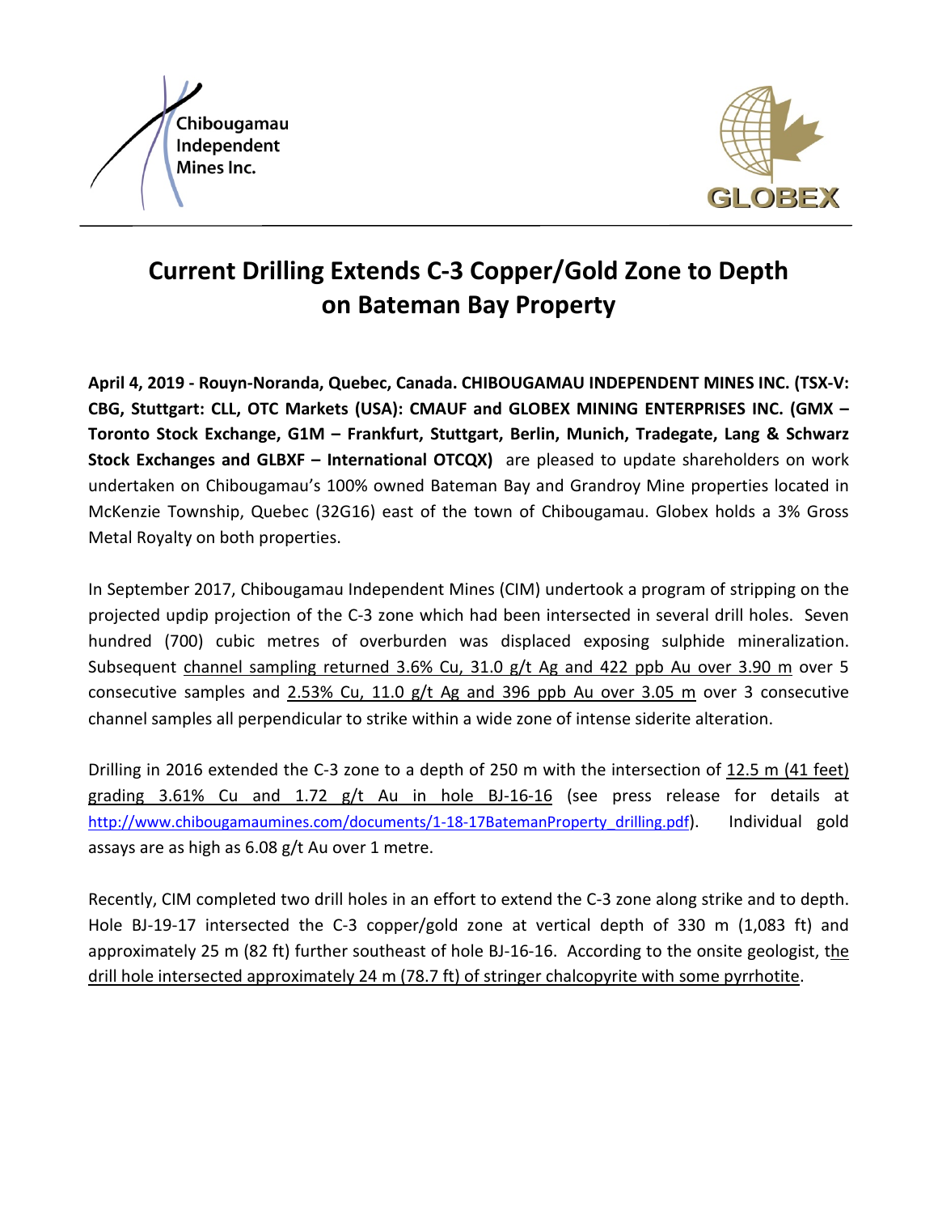Chibougamau Independent Mines Inc.

GLOBEX

# Current Drilling Extends C-3 Copper/Gold Zone to Depth on Bateman Bay Property

**April 4, 2019 - Rouyn-Noranda, Quebec, Canada. CHIBOUGAMAU INDEPENDENT MINES INC. (TSX-V: CBG, Stuttgart: CLL, OTC Markets (USA): CMAUF and GLOBEX MINING ENTERPRISES INC. (GMX – Toronto Stock Exchange, G1M – Frankfurt, Stuttgart, Berlin, Munich, Tradegate, Lang & Schwarz Stock Exchanges and GLBXF – International OTCQX)** are pleased to update shareholders on work undertaken on Chibougamau's 100% owned Bateman Bay and Grandroy Mine properties located in McKenzie Township, Quebec (32G16) east of the town of Chibougamau. Globex holds a 3% Gross Metal Royalty on both properties.

In September 2017, Chibougamau Independent Mines (CIM) undertook a program of stripping on the projected updip projection of the C-3 zone which had been intersected in several drill holes. Seven hundred (700) cubic metres of overburden was displaced exposing sulphide mineralization. Subsequent channel sampling returned 3.6% Cu, 31.0 g/t Ag and 422 ppb Au over 3.90 m over 5 consecutive samples and 2.53% Cu, 11.0 g/t Ag and 396 ppb Au over 3.05 m over 3 consecutive channel samples all perpendicular to strike within a wide zone of intense siderite alteration.

Drilling in 2016 extended the C-3 zone to a depth of 250 m with the intersection of 12.5 m (41 feet) grading 3.61% Cu and 1.72 g/t Au in hole BJ-16-16 (see press release for details at http://www.chibougamaumines.com/documents/1-18-17BatemanProperty_drilling.pdf). Individual gold assays are as high as 6.08 g/t Au over 1 metre.

Recently, CIM completed two drill holes in an effort to extend the C-3 zone along strike and to depth. Hole BJ-19-17 intersected the C-3 copper/gold zone at vertical depth of 330 m (1,083 ft) and approximately 25 m (82 ft) further southeast of hole BJ-16-16. According to the onsite geologist, the drill hole intersected approximately 24 m (78.7 ft) of stringer chalcopyrite with some pyrrhotite.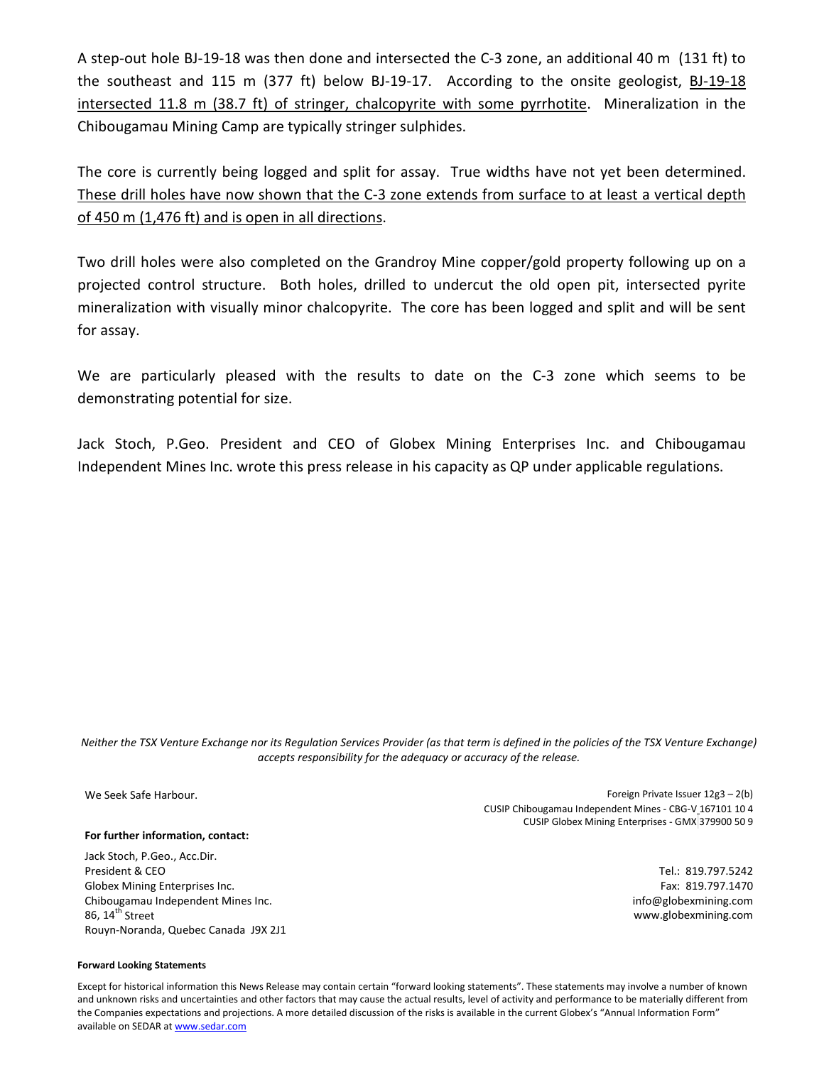A step-out hole BJ-19-18 was then done and intersected the C-3 zone, an additional 40 m (131 ft) to the southeast and 115 m (377 ft) below BJ-19-17. According to the onsite geologist, BJ-19-18 intersected 11.8 m (38.7 ft) of stringer, chalcopyrite with some pyrrhotite. Mineralization in the Chibougamau Mining Camp are typically stringer sulphides.

The core is currently being logged and split for assay. True widths have not yet been determined. These drill holes have now shown that the C-3 zone extends from surface to at least a vertical depth of 450 m (1,476 ft) and is open in all directions.

Two drill holes were also completed on the Grandroy Mine copper/gold property following up on a projected control structure. Both holes, drilled to undercut the old open pit, intersected pyrite mineralization with visually minor chalcopyrite. The core has been logged and split and will be sent for assay.

We are particularly pleased with the results to date on the C-3 zone which seems to be demonstrating potential for size.

Jack Stoch, P.Geo. President and CEO of Globex Mining Enterprises Inc. and Chibougamau Independent Mines Inc. wrote this press release in his capacity as QP under applicable regulations.

*Neither the TSX Venture Exchange nor its Regulation Services Provider (as that term is defined in the policies of the TSX Venture Exchange) accepts responsibility for the adequacy or accuracy of the release.*

We Seek Safe Harbour.

Foreign Private Issuer 12g3 – 2(b)
CUSIP Chibougamau Independent Mines - CBG-V 167101 10 4
CUSIP Globex Mining Enterprises - GMX 379900 50 9

**For further information, contact:**

Jack Stoch, P.Geo., Acc.Dir.
President & CEO
Globex Mining Enterprises Inc.
Chibougamau Independent Mines Inc.
86, 14th Street
Rouyn-Noranda, Quebec Canada J9X 2J1

Tel.: 819.797.5242
Fax: 819.797.1470
info@globexmining.com
www.globexmining.com

**Forward Looking Statements**

Except for historical information this News Release may contain certain "forward looking statements". These statements may involve a number of known and unknown risks and uncertainties and other factors that may cause the actual results, level of activity and performance to be materially different from the Companies expectations and projections. A more detailed discussion of the risks is available in the current Globex's "Annual Information Form" available on SEDAR at www.sedar.com